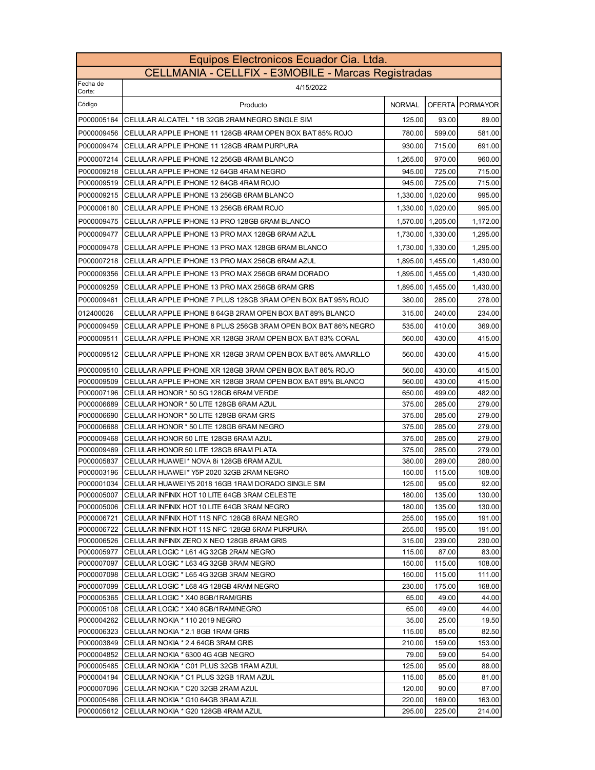| Equipos Electronicos Ecuador Cia. Ltda. | | | | |
|---|---|---|---|---|
| CELLMANIA - CELLFIX - E3MOBILE - Marcas Registradas | | | | |
| Fecha de Corte: | 4/15/2022 | | | |
| Código | Producto | NORMAL | OFERTA | PORMAYOR |
| P000005164 | CELULAR ALCATEL * 1B 32GB 2RAM NEGRO SINGLE SIM | 125.00 | 93.00 | 89.00 |
| P000009456 | CELULAR APPLE IPHONE 11 128GB 4RAM OPEN BOX BAT 85% ROJO | 780.00 | 599.00 | 581.00 |
| P000009474 | CELULAR APPLE IPHONE 11 128GB 4RAM PURPURA | 930.00 | 715.00 | 691.00 |
| P000007214 | CELULAR APPLE IPHONE 12 256GB 4RAM BLANCO | 1,265.00 | 970.00 | 960.00 |
| P000009218 | CELULAR APPLE IPHONE 12 64GB 4RAM NEGRO | 945.00 | 725.00 | 715.00 |
| P000009519 | CELULAR APPLE IPHONE 12 64GB 4RAM ROJO | 945.00 | 725.00 | 715.00 |
| P000009215 | CELULAR APPLE IPHONE 13 256GB 6RAM BLANCO | 1,330.00 | 1,020.00 | 995.00 |
| P000006180 | CELULAR APPLE IPHONE 13 256GB 6RAM ROJO | 1,330.00 | 1,020.00 | 995.00 |
| P000009475 | CELULAR APPLE IPHONE 13 PRO 128GB 6RAM BLANCO | 1,570.00 | 1,205.00 | 1,172.00 |
| P000009477 | CELULAR APPLE IPHONE 13 PRO MAX 128GB 6RAM AZUL | 1,730.00 | 1,330.00 | 1,295.00 |
| P000009478 | CELULAR APPLE IPHONE 13 PRO MAX 128GB 6RAM BLANCO | 1,730.00 | 1,330.00 | 1,295.00 |
| P000007218 | CELULAR APPLE IPHONE 13 PRO MAX 256GB 6RAM AZUL | 1,895.00 | 1,455.00 | 1,430.00 |
| P000009356 | CELULAR APPLE IPHONE 13 PRO MAX 256GB 6RAM DORADO | 1,895.00 | 1,455.00 | 1,430.00 |
| P000009259 | CELULAR APPLE IPHONE 13 PRO MAX 256GB 6RAM GRIS | 1,895.00 | 1,455.00 | 1,430.00 |
| P000009461 | CELULAR APPLE IPHONE 7 PLUS 128GB 3RAM OPEN BOX BAT 95% ROJO | 380.00 | 285.00 | 278.00 |
| 012400026 | CELULAR APPLE IPHONE 8 64GB 2RAM OPEN BOX BAT 89% BLANCO | 315.00 | 240.00 | 234.00 |
| P000009459 | CELULAR APPLE IPHONE 8 PLUS 256GB 3RAM OPEN BOX BAT 86% NEGRO | 535.00 | 410.00 | 369.00 |
| P000009511 | CELULAR APPLE IPHONE XR 128GB 3RAM OPEN BOX BAT 83% CORAL | 560.00 | 430.00 | 415.00 |
| P000009512 | CELULAR APPLE IPHONE XR 128GB 3RAM OPEN BOX BAT 86% AMARILLO | 560.00 | 430.00 | 415.00 |
| P000009510 | CELULAR APPLE IPHONE XR 128GB 3RAM OPEN BOX BAT 86% ROJO | 560.00 | 430.00 | 415.00 |
| P000009509 | CELULAR APPLE IPHONE XR 128GB 3RAM OPEN BOX BAT 89% BLANCO | 560.00 | 430.00 | 415.00 |
| P000007196 | CELULAR HONOR * 50 5G 128GB 6RAM VERDE | 650.00 | 499.00 | 482.00 |
| P000006689 | CELULAR HONOR * 50 LITE 128GB 6RAM AZUL | 375.00 | 285.00 | 279.00 |
| P000006690 | CELULAR HONOR * 50 LITE 128GB 6RAM GRIS | 375.00 | 285.00 | 279.00 |
| P000006688 | CELULAR HONOR * 50 LITE 128GB 6RAM NEGRO | 375.00 | 285.00 | 279.00 |
| P000009468 | CELULAR HONOR 50 LITE 128GB 6RAM AZUL | 375.00 | 285.00 | 279.00 |
| P000009469 | CELULAR HONOR 50 LITE 128GB 6RAM PLATA | 375.00 | 285.00 | 279.00 |
| P000005837 | CELULAR HUAWEI * NOVA 8i 128GB 6RAM AZUL | 380.00 | 289.00 | 280.00 |
| P000003196 | CELULAR HUAWEI * Y5P 2020 32GB 2RAM NEGRO | 150.00 | 115.00 | 108.00 |
| P000001034 | CELULAR HUAWEI Y5 2018 16GB 1RAM DORADO SINGLE SIM | 125.00 | 95.00 | 92.00 |
| P000005007 | CELULAR INFINIX HOT 10 LITE 64GB 3RAM CELESTE | 180.00 | 135.00 | 130.00 |
| P000005006 | CELULAR INFINIX HOT 10 LITE 64GB 3RAM NEGRO | 180.00 | 135.00 | 130.00 |
| P000006721 | CELULAR INFINIX HOT 11S NFC 128GB 6RAM NEGRO | 255.00 | 195.00 | 191.00 |
| P000006722 | CELULAR INFINIX HOT 11S NFC 128GB 6RAM PURPURA | 255.00 | 195.00 | 191.00 |
| P000006526 | CELULAR INFINIX ZERO X NEO 128GB 8RAM GRIS | 315.00 | 239.00 | 230.00 |
| P000005977 | CELULAR LOGIC * L61 4G 32GB 2RAM NEGRO | 115.00 | 87.00 | 83.00 |
| P000007097 | CELULAR LOGIC * L63 4G 32GB 3RAM NEGRO | 150.00 | 115.00 | 108.00 |
| P000007098 | CELULAR LOGIC * L65 4G 32GB 3RAM NEGRO | 150.00 | 115.00 | 111.00 |
| P000007099 | CELULAR LOGIC * L68 4G 128GB 4RAM NEGRO | 230.00 | 175.00 | 168.00 |
| P000005365 | CELULAR LOGIC * X40 8GB/1RAM/GRIS | 65.00 | 49.00 | 44.00 |
| P000005108 | CELULAR LOGIC * X40 8GB/1RAM/NEGRO | 65.00 | 49.00 | 44.00 |
| P000004262 | CELULAR NOKIA * 110 2019 NEGRO | 35.00 | 25.00 | 19.50 |
| P000006323 | CELULAR NOKIA * 2.1 8GB 1RAM GRIS | 115.00 | 85.00 | 82.50 |
| P000003849 | CELULAR NOKIA * 2.4 64GB 3RAM GRIS | 210.00 | 159.00 | 153.00 |
| P000004852 | CELULAR NOKIA * 6300 4G 4GB NEGRO | 79.00 | 59.00 | 54.00 |
| P000005485 | CELULAR NOKIA * C01 PLUS 32GB 1RAM AZUL | 125.00 | 95.00 | 88.00 |
| P000004194 | CELULAR NOKIA * C1 PLUS 32GB 1RAM AZUL | 115.00 | 85.00 | 81.00 |
| P000007096 | CELULAR NOKIA * C20 32GB 2RAM AZUL | 120.00 | 90.00 | 87.00 |
| P000005486 | CELULAR NOKIA * G10 64GB 3RAM AZUL | 220.00 | 169.00 | 163.00 |
| P000005612 | CELULAR NOKIA * G20 128GB 4RAM AZUL | 295.00 | 225.00 | 214.00 |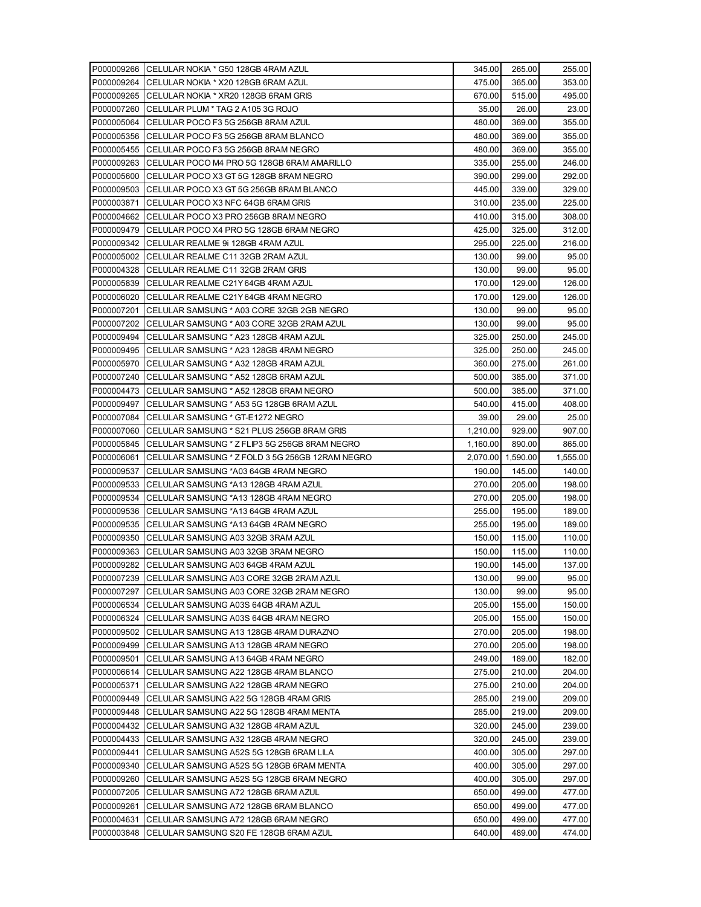| | | | | |
|---|---|---|---|---|
| P000009266 | CELULAR NOKIA * G50 128GB 4RAM AZUL | 345.00 | 265.00 | 255.00 |
| P000009264 | CELULAR NOKIA * X20 128GB 6RAM AZUL | 475.00 | 365.00 | 353.00 |
| P000009265 | CELULAR NOKIA * XR20 128GB 6RAM GRIS | 670.00 | 515.00 | 495.00 |
| P000007260 | CELULAR PLUM * TAG 2 A105 3G ROJO | 35.00 | 26.00 | 23.00 |
| P000005064 | CELULAR POCO F3 5G 256GB 8RAM AZUL | 480.00 | 369.00 | 355.00 |
| P000005356 | CELULAR POCO F3 5G 256GB 8RAM BLANCO | 480.00 | 369.00 | 355.00 |
| P000005455 | CELULAR POCO F3 5G 256GB 8RAM NEGRO | 480.00 | 369.00 | 355.00 |
| P000009263 | CELULAR POCO M4 PRO 5G 128GB 6RAM AMARILLO | 335.00 | 255.00 | 246.00 |
| P000005600 | CELULAR POCO X3 GT 5G 128GB 8RAM NEGRO | 390.00 | 299.00 | 292.00 |
| P000009503 | CELULAR POCO X3 GT 5G 256GB 8RAM BLANCO | 445.00 | 339.00 | 329.00 |
| P000003871 | CELULAR POCO X3 NFC 64GB 6RAM GRIS | 310.00 | 235.00 | 225.00 |
| P000004662 | CELULAR POCO X3 PRO 256GB 8RAM NEGRO | 410.00 | 315.00 | 308.00 |
| P000009479 | CELULAR POCO X4 PRO 5G 128GB 6RAM NEGRO | 425.00 | 325.00 | 312.00 |
| P000009342 | CELULAR REALME 9i 128GB 4RAM AZUL | 295.00 | 225.00 | 216.00 |
| P000005002 | CELULAR REALME C11 32GB 2RAM AZUL | 130.00 | 99.00 | 95.00 |
| P000004328 | CELULAR REALME C11 32GB 2RAM GRIS | 130.00 | 99.00 | 95.00 |
| P000005839 | CELULAR REALME C21Y 64GB 4RAM AZUL | 170.00 | 129.00 | 126.00 |
| P000006020 | CELULAR REALME C21Y 64GB 4RAM NEGRO | 170.00 | 129.00 | 126.00 |
| P000007201 | CELULAR SAMSUNG * A03 CORE 32GB 2GB NEGRO | 130.00 | 99.00 | 95.00 |
| P000007202 | CELULAR SAMSUNG * A03 CORE 32GB 2RAM AZUL | 130.00 | 99.00 | 95.00 |
| P000009494 | CELULAR SAMSUNG * A23 128GB 4RAM AZUL | 325.00 | 250.00 | 245.00 |
| P000009495 | CELULAR SAMSUNG * A23 128GB 4RAM NEGRO | 325.00 | 250.00 | 245.00 |
| P000005970 | CELULAR SAMSUNG * A32 128GB 4RAM AZUL | 360.00 | 275.00 | 261.00 |
| P000007240 | CELULAR SAMSUNG * A52 128GB 6RAM AZUL | 500.00 | 385.00 | 371.00 |
| P000004473 | CELULAR SAMSUNG * A52 128GB 6RAM NEGRO | 500.00 | 385.00 | 371.00 |
| P000009497 | CELULAR SAMSUNG * A53 5G 128GB 6RAM AZUL | 540.00 | 415.00 | 408.00 |
| P000007084 | CELULAR SAMSUNG * GT-E1272 NEGRO | 39.00 | 29.00 | 25.00 |
| P000007060 | CELULAR SAMSUNG * S21 PLUS 256GB 8RAM GRIS | 1,210.00 | 929.00 | 907.00 |
| P000005845 | CELULAR SAMSUNG * Z FLIP3 5G 256GB 8RAM NEGRO | 1,160.00 | 890.00 | 865.00 |
| P000006061 | CELULAR SAMSUNG * Z FOLD 3 5G 256GB 12RAM NEGRO | 2,070.00 | 1,590.00 | 1,555.00 |
| P000009537 | CELULAR SAMSUNG *A03 64GB 4RAM NEGRO | 190.00 | 145.00 | 140.00 |
| P000009533 | CELULAR SAMSUNG *A13 128GB 4RAM AZUL | 270.00 | 205.00 | 198.00 |
| P000009534 | CELULAR SAMSUNG *A13 128GB 4RAM NEGRO | 270.00 | 205.00 | 198.00 |
| P000009536 | CELULAR SAMSUNG *A13 64GB 4RAM AZUL | 255.00 | 195.00 | 189.00 |
| P000009535 | CELULAR SAMSUNG *A13 64GB 4RAM NEGRO | 255.00 | 195.00 | 189.00 |
| P000009350 | CELULAR SAMSUNG A03 32GB 3RAM AZUL | 150.00 | 115.00 | 110.00 |
| P000009363 | CELULAR SAMSUNG A03 32GB 3RAM NEGRO | 150.00 | 115.00 | 110.00 |
| P000009282 | CELULAR SAMSUNG A03 64GB 4RAM AZUL | 190.00 | 145.00 | 137.00 |
| P000007239 | CELULAR SAMSUNG A03 CORE 32GB 2RAM AZUL | 130.00 | 99.00 | 95.00 |
| P000007297 | CELULAR SAMSUNG A03 CORE 32GB 2RAM NEGRO | 130.00 | 99.00 | 95.00 |
| P000006534 | CELULAR SAMSUNG A03S 64GB 4RAM AZUL | 205.00 | 155.00 | 150.00 |
| P000006324 | CELULAR SAMSUNG A03S 64GB 4RAM NEGRO | 205.00 | 155.00 | 150.00 |
| P000009502 | CELULAR SAMSUNG A13 128GB 4RAM DURAZNO | 270.00 | 205.00 | 198.00 |
| P000009499 | CELULAR SAMSUNG A13 128GB 4RAM NEGRO | 270.00 | 205.00 | 198.00 |
| P000009501 | CELULAR SAMSUNG A13 64GB 4RAM NEGRO | 249.00 | 189.00 | 182.00 |
| P000006614 | CELULAR SAMSUNG A22 128GB 4RAM BLANCO | 275.00 | 210.00 | 204.00 |
| P000005371 | CELULAR SAMSUNG A22 128GB 4RAM NEGRO | 275.00 | 210.00 | 204.00 |
| P000009449 | CELULAR SAMSUNG A22 5G 128GB 4RAM GRIS | 285.00 | 219.00 | 209.00 |
| P000009448 | CELULAR SAMSUNG A22 5G 128GB 4RAM MENTA | 285.00 | 219.00 | 209.00 |
| P000004432 | CELULAR SAMSUNG A32 128GB 4RAM AZUL | 320.00 | 245.00 | 239.00 |
| P000004433 | CELULAR SAMSUNG A32 128GB 4RAM NEGRO | 320.00 | 245.00 | 239.00 |
| P000009441 | CELULAR SAMSUNG A52S 5G 128GB 6RAM LILA | 400.00 | 305.00 | 297.00 |
| P000009340 | CELULAR SAMSUNG A52S 5G 128GB 6RAM MENTA | 400.00 | 305.00 | 297.00 |
| P000009260 | CELULAR SAMSUNG A52S 5G 128GB 6RAM NEGRO | 400.00 | 305.00 | 297.00 |
| P000007205 | CELULAR SAMSUNG A72 128GB 6RAM AZUL | 650.00 | 499.00 | 477.00 |
| P000009261 | CELULAR SAMSUNG A72 128GB 6RAM BLANCO | 650.00 | 499.00 | 477.00 |
| P000004631 | CELULAR SAMSUNG A72 128GB 6RAM NEGRO | 650.00 | 499.00 | 477.00 |
| P000003848 | CELULAR SAMSUNG S20 FE 128GB 6RAM AZUL | 640.00 | 489.00 | 474.00 |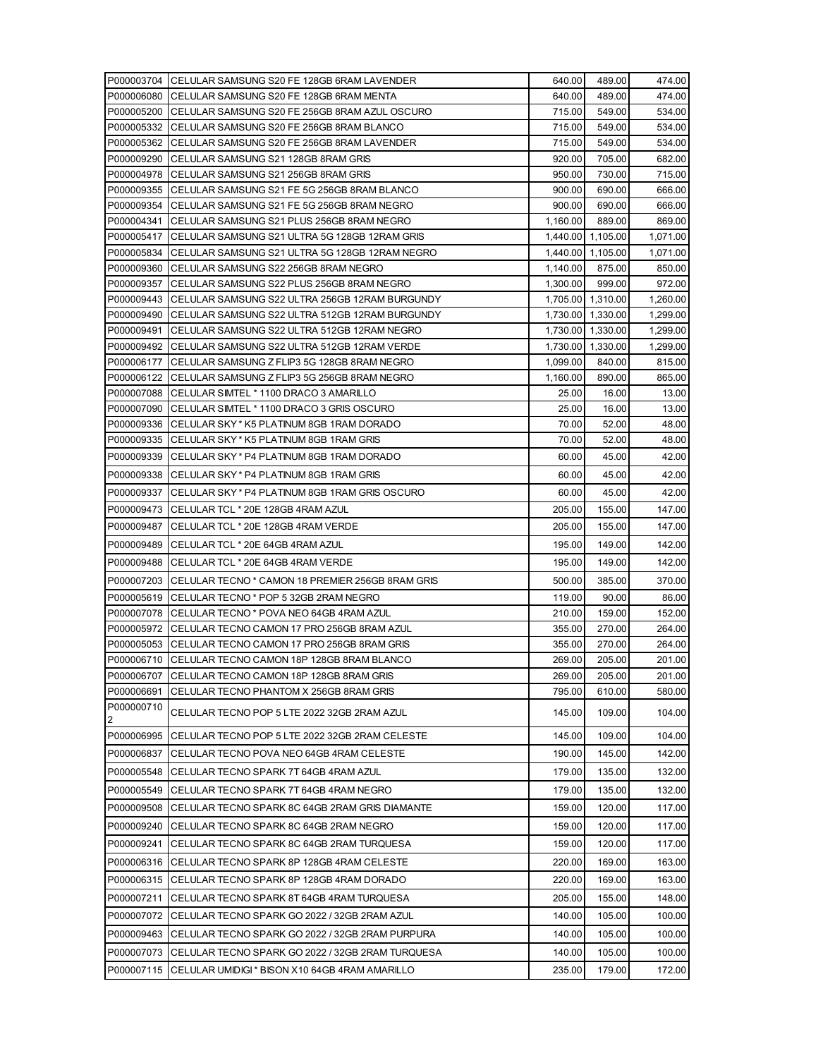| | | | | |
|---|---|---|---|---|
| P000003704 | CELULAR SAMSUNG S20 FE 128GB 6RAM LAVENDER | 640.00 | 489.00 | 474.00 |
| P000006080 | CELULAR SAMSUNG S20 FE 128GB 6RAM MENTA | 640.00 | 489.00 | 474.00 |
| P000005200 | CELULAR SAMSUNG S20 FE 256GB 8RAM AZUL OSCURO | 715.00 | 549.00 | 534.00 |
| P000005332 | CELULAR SAMSUNG S20 FE 256GB 8RAM BLANCO | 715.00 | 549.00 | 534.00 |
| P000005362 | CELULAR SAMSUNG S20 FE 256GB 8RAM LAVENDER | 715.00 | 549.00 | 534.00 |
| P000009290 | CELULAR SAMSUNG S21 128GB 8RAM GRIS | 920.00 | 705.00 | 682.00 |
| P000004978 | CELULAR SAMSUNG S21 256GB 8RAM GRIS | 950.00 | 730.00 | 715.00 |
| P000009355 | CELULAR SAMSUNG S21 FE 5G 256GB 8RAM BLANCO | 900.00 | 690.00 | 666.00 |
| P000009354 | CELULAR SAMSUNG S21 FE 5G 256GB 8RAM NEGRO | 900.00 | 690.00 | 666.00 |
| P000004341 | CELULAR SAMSUNG S21 PLUS 256GB 8RAM NEGRO | 1,160.00 | 889.00 | 869.00 |
| P000005417 | CELULAR SAMSUNG S21 ULTRA 5G 128GB 12RAM GRIS | 1,440.00 | 1,105.00 | 1,071.00 |
| P000005834 | CELULAR SAMSUNG S21 ULTRA 5G 128GB 12RAM NEGRO | 1,440.00 | 1,105.00 | 1,071.00 |
| P000009360 | CELULAR SAMSUNG S22 256GB 8RAM NEGRO | 1,140.00 | 875.00 | 850.00 |
| P000009357 | CELULAR SAMSUNG S22 PLUS 256GB 8RAM NEGRO | 1,300.00 | 999.00 | 972.00 |
| P000009443 | CELULAR SAMSUNG S22 ULTRA 256GB 12RAM BURGUNDY | 1,705.00 | 1,310.00 | 1,260.00 |
| P000009490 | CELULAR SAMSUNG S22 ULTRA 512GB 12RAM BURGUNDY | 1,730.00 | 1,330.00 | 1,299.00 |
| P000009491 | CELULAR SAMSUNG S22 ULTRA 512GB 12RAM NEGRO | 1,730.00 | 1,330.00 | 1,299.00 |
| P000009492 | CELULAR SAMSUNG S22 ULTRA 512GB 12RAM VERDE | 1,730.00 | 1,330.00 | 1,299.00 |
| P000006177 | CELULAR SAMSUNG Z FLIP3 5G 128GB 8RAM NEGRO | 1,099.00 | 840.00 | 815.00 |
| P000006122 | CELULAR SAMSUNG Z FLIP3 5G 256GB 8RAM NEGRO | 1,160.00 | 890.00 | 865.00 |
| P000007088 | CELULAR SIMTEL * 1100 DRACO 3 AMARILLO | 25.00 | 16.00 | 13.00 |
| P000007090 | CELULAR SIMTEL * 1100 DRACO 3 GRIS OSCURO | 25.00 | 16.00 | 13.00 |
| P000009336 | CELULAR SKY * K5 PLATINUM 8GB 1RAM DORADO | 70.00 | 52.00 | 48.00 |
| P000009335 | CELULAR SKY * K5 PLATINUM 8GB 1RAM GRIS | 70.00 | 52.00 | 48.00 |
| P000009339 | CELULAR SKY * P4 PLATINUM 8GB 1RAM DORADO | 60.00 | 45.00 | 42.00 |
| P000009338 | CELULAR SKY * P4 PLATINUM 8GB 1RAM GRIS | 60.00 | 45.00 | 42.00 |
| P000009337 | CELULAR SKY * P4 PLATINUM 8GB 1RAM GRIS OSCURO | 60.00 | 45.00 | 42.00 |
| P000009473 | CELULAR TCL * 20E 128GB 4RAM AZUL | 205.00 | 155.00 | 147.00 |
| P000009487 | CELULAR TCL * 20E 128GB 4RAM VERDE | 205.00 | 155.00 | 147.00 |
| P000009489 | CELULAR TCL * 20E 64GB 4RAM AZUL | 195.00 | 149.00 | 142.00 |
| P000009488 | CELULAR TCL * 20E 64GB 4RAM VERDE | 195.00 | 149.00 | 142.00 |
| P000007203 | CELULAR TECNO * CAMON 18 PREMIER 256GB 8RAM GRIS | 500.00 | 385.00 | 370.00 |
| P000005619 | CELULAR TECNO * POP 5 32GB 2RAM NEGRO | 119.00 | 90.00 | 86.00 |
| P000007078 | CELULAR TECNO * POVA NEO 64GB 4RAM AZUL | 210.00 | 159.00 | 152.00 |
| P000005972 | CELULAR TECNO CAMON 17 PRO 256GB 8RAM AZUL | 355.00 | 270.00 | 264.00 |
| P000005053 | CELULAR TECNO CAMON 17 PRO 256GB 8RAM GRIS | 355.00 | 270.00 | 264.00 |
| P000006710 | CELULAR TECNO CAMON 18P 128GB 8RAM BLANCO | 269.00 | 205.00 | 201.00 |
| P000006707 | CELULAR TECNO CAMON 18P 128GB 8RAM GRIS | 269.00 | 205.00 | 201.00 |
| P000006691 | CELULAR TECNO PHANTOM X 256GB 8RAM GRIS | 795.00 | 610.00 | 580.00 |
| P000000710 2 | CELULAR TECNO POP 5 LTE 2022 32GB 2RAM AZUL | 145.00 | 109.00 | 104.00 |
| P000006995 | CELULAR TECNO POP 5 LTE 2022 32GB 2RAM CELESTE | 145.00 | 109.00 | 104.00 |
| P000006837 | CELULAR TECNO POVA NEO 64GB 4RAM CELESTE | 190.00 | 145.00 | 142.00 |
| P000005548 | CELULAR TECNO SPARK 7T 64GB 4RAM AZUL | 179.00 | 135.00 | 132.00 |
| P000005549 | CELULAR TECNO SPARK 7T 64GB 4RAM NEGRO | 179.00 | 135.00 | 132.00 |
| P000009508 | CELULAR TECNO SPARK 8C 64GB 2RAM GRIS DIAMANTE | 159.00 | 120.00 | 117.00 |
| P000009240 | CELULAR TECNO SPARK 8C 64GB 2RAM NEGRO | 159.00 | 120.00 | 117.00 |
| P000009241 | CELULAR TECNO SPARK 8C 64GB 2RAM TURQUESA | 159.00 | 120.00 | 117.00 |
| P000006316 | CELULAR TECNO SPARK 8P 128GB 4RAM CELESTE | 220.00 | 169.00 | 163.00 |
| P000006315 | CELULAR TECNO SPARK 8P 128GB 4RAM DORADO | 220.00 | 169.00 | 163.00 |
| P000007211 | CELULAR TECNO SPARK 8T 64GB 4RAM TURQUESA | 205.00 | 155.00 | 148.00 |
| P000007072 | CELULAR TECNO SPARK GO 2022 / 32GB 2RAM AZUL | 140.00 | 105.00 | 100.00 |
| P000009463 | CELULAR TECNO SPARK GO 2022 / 32GB 2RAM PURPURA | 140.00 | 105.00 | 100.00 |
| P000007073 | CELULAR TECNO SPARK GO 2022 / 32GB 2RAM TURQUESA | 140.00 | 105.00 | 100.00 |
| P000007115 | CELULAR UMIDIGI * BISON X10 64GB 4RAM AMARILLO | 235.00 | 179.00 | 172.00 |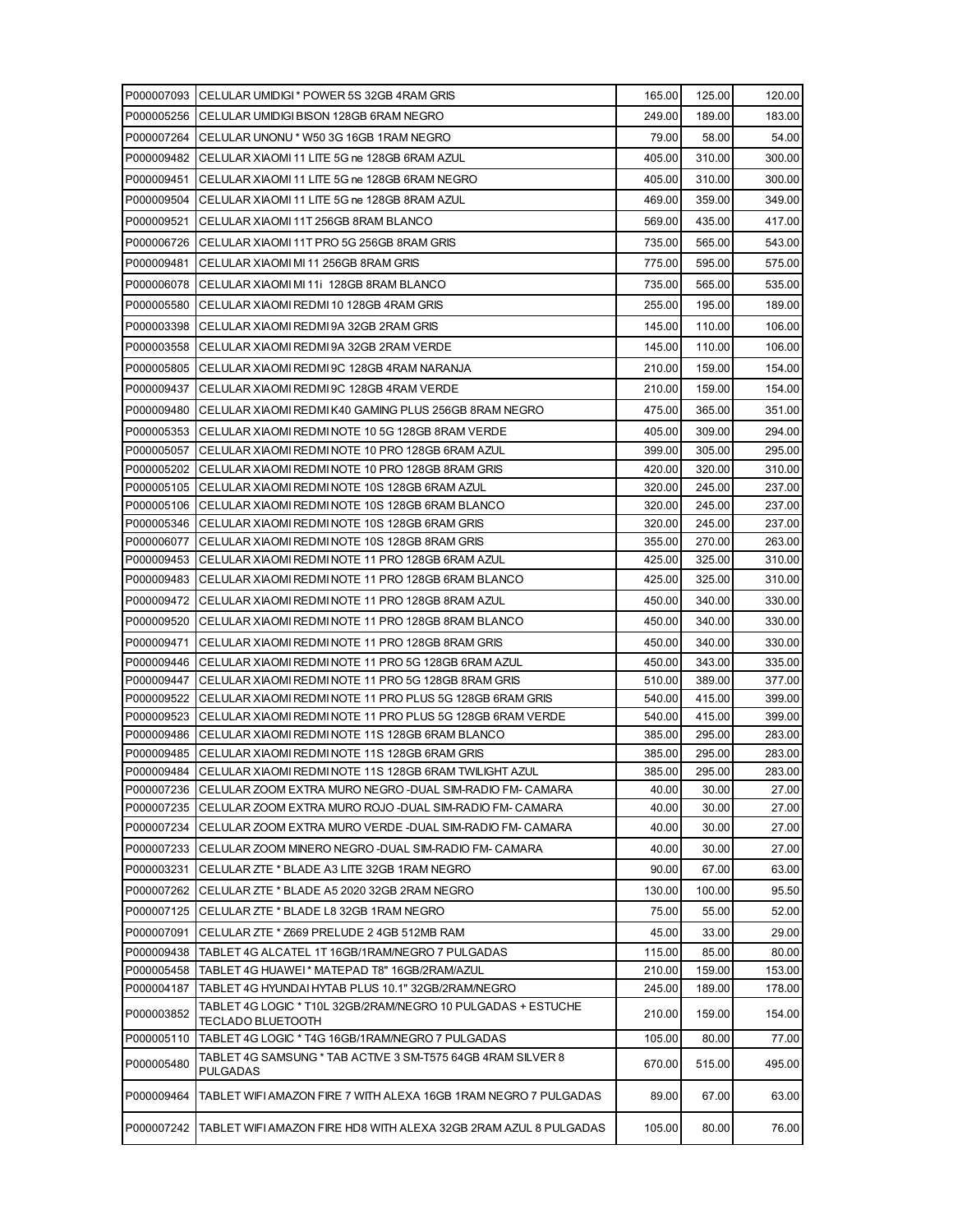| | | | | |
|---|---|---|---|---|
| P000007093 | CELULAR UMIDIGI * POWER 5S 32GB 4RAM GRIS | 165.00 | 125.00 | 120.00 |
| P000005256 | CELULAR UMIDIGI BISON 128GB 6RAM NEGRO | 249.00 | 189.00 | 183.00 |
| P000007264 | CELULAR UNONU * W50 3G 16GB 1RAM NEGRO | 79.00 | 58.00 | 54.00 |
| P000009482 | CELULAR XIAOMI 11 LITE 5G ne 128GB 6RAM AZUL | 405.00 | 310.00 | 300.00 |
| P000009451 | CELULAR XIAOMI 11 LITE 5G ne 128GB 6RAM NEGRO | 405.00 | 310.00 | 300.00 |
| P000009504 | CELULAR XIAOMI 11 LITE 5G ne 128GB 8RAM AZUL | 469.00 | 359.00 | 349.00 |
| P000009521 | CELULAR XIAOMI 11T 256GB 8RAM BLANCO | 569.00 | 435.00 | 417.00 |
| P000006726 | CELULAR XIAOMI 11T PRO 5G 256GB 8RAM GRIS | 735.00 | 565.00 | 543.00 |
| P000009481 | CELULAR XIAOMI MI 11 256GB 8RAM GRIS | 775.00 | 595.00 | 575.00 |
| P000006078 | CELULAR XIAOMI MI 11i 128GB 8RAM BLANCO | 735.00 | 565.00 | 535.00 |
| P000005580 | CELULAR XIAOMI REDMI 10 128GB 4RAM GRIS | 255.00 | 195.00 | 189.00 |
| P000003398 | CELULAR XIAOMI REDMI 9A 32GB 2RAM GRIS | 145.00 | 110.00 | 106.00 |
| P000003558 | CELULAR XIAOMI REDMI 9A 32GB 2RAM VERDE | 145.00 | 110.00 | 106.00 |
| P000005805 | CELULAR XIAOMI REDMI 9C 128GB 4RAM NARANJA | 210.00 | 159.00 | 154.00 |
| P000009437 | CELULAR XIAOMI REDMI 9C 128GB 4RAM VERDE | 210.00 | 159.00 | 154.00 |
| P000009480 | CELULAR XIAOMI REDMI K40 GAMING PLUS 256GB 8RAM NEGRO | 475.00 | 365.00 | 351.00 |
| P000005353 | CELULAR XIAOMI REDMI NOTE 10 5G 128GB 8RAM VERDE | 405.00 | 309.00 | 294.00 |
| P000005057 | CELULAR XIAOMI REDMI NOTE 10 PRO 128GB 6RAM AZUL | 399.00 | 305.00 | 295.00 |
| P000005202 | CELULAR XIAOMI REDMI NOTE 10 PRO 128GB 8RAM GRIS | 420.00 | 320.00 | 310.00 |
| P000005105 | CELULAR XIAOMI REDMI NOTE 10S 128GB 6RAM AZUL | 320.00 | 245.00 | 237.00 |
| P000005106 | CELULAR XIAOMI REDMI NOTE 10S 128GB 6RAM BLANCO | 320.00 | 245.00 | 237.00 |
| P000005346 | CELULAR XIAOMI REDMI NOTE 10S 128GB 6RAM GRIS | 320.00 | 245.00 | 237.00 |
| P000006077 | CELULAR XIAOMI REDMI NOTE 10S 128GB 8RAM GRIS | 355.00 | 270.00 | 263.00 |
| P000009453 | CELULAR XIAOMI REDMI NOTE 11 PRO 128GB 6RAM AZUL | 425.00 | 325.00 | 310.00 |
| P000009483 | CELULAR XIAOMI REDMI NOTE 11 PRO 128GB 6RAM BLANCO | 425.00 | 325.00 | 310.00 |
| P000009472 | CELULAR XIAOMI REDMI NOTE 11 PRO 128GB 8RAM AZUL | 450.00 | 340.00 | 330.00 |
| P000009520 | CELULAR XIAOMI REDMI NOTE 11 PRO 128GB 8RAM BLANCO | 450.00 | 340.00 | 330.00 |
| P000009471 | CELULAR XIAOMI REDMI NOTE 11 PRO 128GB 8RAM GRIS | 450.00 | 340.00 | 330.00 |
| P000009446 | CELULAR XIAOMI REDMI NOTE 11 PRO 5G 128GB 6RAM AZUL | 450.00 | 343.00 | 335.00 |
| P000009447 | CELULAR XIAOMI REDMI NOTE 11 PRO 5G 128GB 8RAM GRIS | 510.00 | 389.00 | 377.00 |
| P000009522 | CELULAR XIAOMI REDMI NOTE 11 PRO PLUS 5G 128GB 6RAM GRIS | 540.00 | 415.00 | 399.00 |
| P000009523 | CELULAR XIAOMI REDMI NOTE 11 PRO PLUS 5G 128GB 6RAM VERDE | 540.00 | 415.00 | 399.00 |
| P000009486 | CELULAR XIAOMI REDMI NOTE 11S 128GB 6RAM BLANCO | 385.00 | 295.00 | 283.00 |
| P000009485 | CELULAR XIAOMI REDMI NOTE 11S 128GB 6RAM GRIS | 385.00 | 295.00 | 283.00 |
| P000009484 | CELULAR XIAOMI REDMI NOTE 11S 128GB 6RAM TWILIGHT AZUL | 385.00 | 295.00 | 283.00 |
| P000007236 | CELULAR ZOOM EXTRA MURO NEGRO -DUAL SIM-RADIO FM- CAMARA | 40.00 | 30.00 | 27.00 |
| P000007235 | CELULAR ZOOM EXTRA MURO ROJO -DUAL SIM-RADIO FM- CAMARA | 40.00 | 30.00 | 27.00 |
| P000007234 | CELULAR ZOOM EXTRA MURO VERDE -DUAL SIM-RADIO FM- CAMARA | 40.00 | 30.00 | 27.00 |
| P000007233 | CELULAR ZOOM MINERO NEGRO -DUAL SIM-RADIO FM- CAMARA | 40.00 | 30.00 | 27.00 |
| P000003231 | CELULAR ZTE * BLADE A3 LITE 32GB 1RAM NEGRO | 90.00 | 67.00 | 63.00 |
| P000007262 | CELULAR ZTE * BLADE A5 2020 32GB 2RAM NEGRO | 130.00 | 100.00 | 95.50 |
| P000007125 | CELULAR ZTE * BLADE L8 32GB 1RAM NEGRO | 75.00 | 55.00 | 52.00 |
| P000007091 | CELULAR ZTE * Z669 PRELUDE 2 4GB 512MB RAM | 45.00 | 33.00 | 29.00 |
| P000009438 | TABLET 4G ALCATEL 1T 16GB/1RAM/NEGRO 7 PULGADAS | 115.00 | 85.00 | 80.00 |
| P000005458 | TABLET 4G HUAWEI * MATEPAD T8" 16GB/2RAM/AZUL | 210.00 | 159.00 | 153.00 |
| P000004187 | TABLET 4G HYUNDAI HYTAB PLUS 10.1" 32GB/2RAM/NEGRO | 245.00 | 189.00 | 178.00 |
| P000003852 | TABLET 4G LOGIC * T10L 32GB/2RAM/NEGRO 10 PULGADAS + ESTUCHE TECLADO BLUETOOTH | 210.00 | 159.00 | 154.00 |
| P000005110 | TABLET 4G LOGIC * T4G 16GB/1RAM/NEGRO 7 PULGADAS | 105.00 | 80.00 | 77.00 |
| P000005480 | TABLET 4G SAMSUNG * TAB ACTIVE 3 SM-T575 64GB 4RAM SILVER 8 PULGADAS | 670.00 | 515.00 | 495.00 |
| P000009464 | TABLET WIFI AMAZON FIRE 7 WITH ALEXA 16GB 1RAM NEGRO 7 PULGADAS | 89.00 | 67.00 | 63.00 |
| P000007242 | TABLET WIFI AMAZON FIRE HD8 WITH ALEXA 32GB 2RAM AZUL 8 PULGADAS | 105.00 | 80.00 | 76.00 |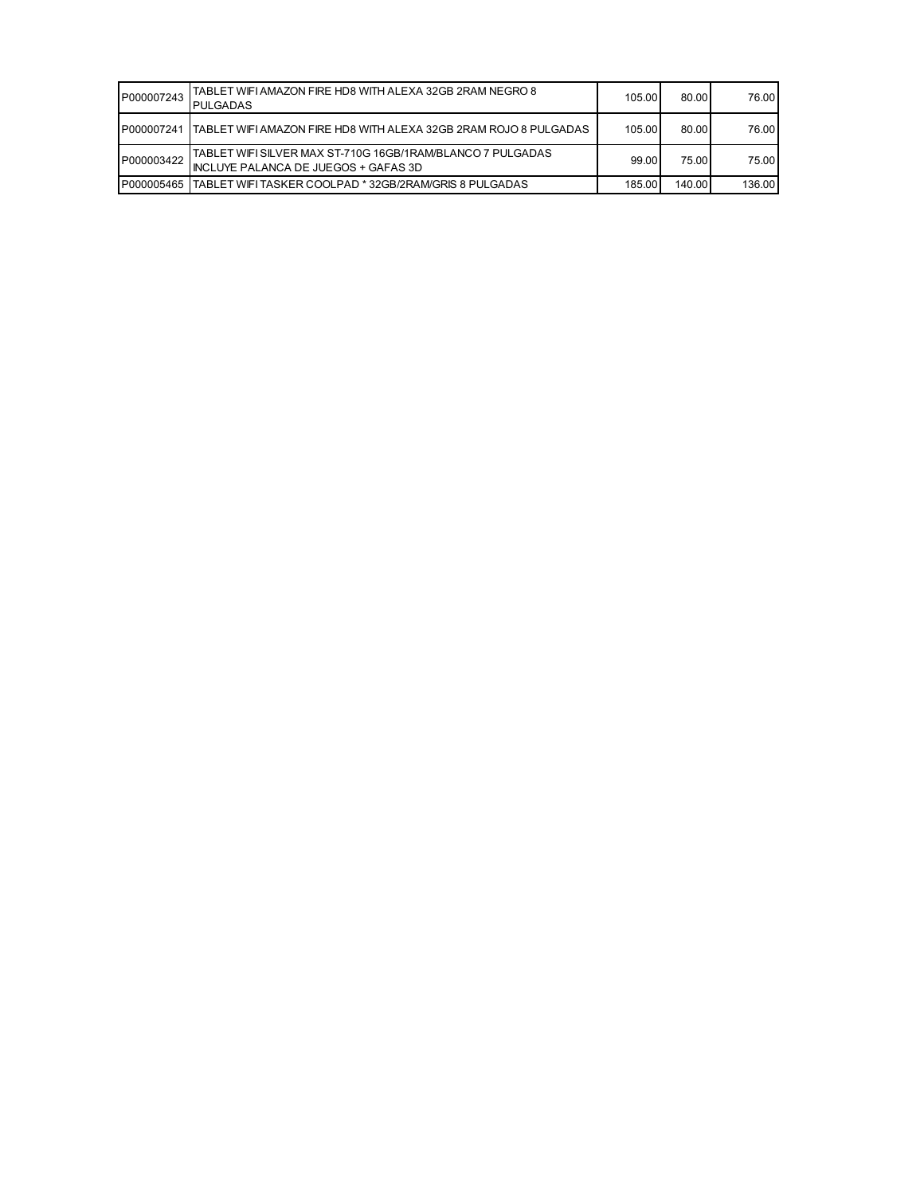| | | | | |
|---|---|---|---|---|
| P000007243 | TABLET WIFI AMAZON FIRE HD8 WITH ALEXA 32GB 2RAM NEGRO 8 PULGADAS | 105.00 | 80.00 | 76.00 |
| P000007241 | TABLET WIFI AMAZON FIRE HD8 WITH ALEXA 32GB 2RAM ROJO 8 PULGADAS | 105.00 | 80.00 | 76.00 |
| P000003422 | TABLET WIFI SILVER MAX ST-710G 16GB/1RAM/BLANCO 7 PULGADAS INCLUYE PALANCA DE JUEGOS + GAFAS 3D | 99.00 | 75.00 | 75.00 |
| P000005465 | TABLET WIFI TASKER COOLPAD * 32GB/2RAM/GRIS 8 PULGADAS | 185.00 | 140.00 | 136.00 |